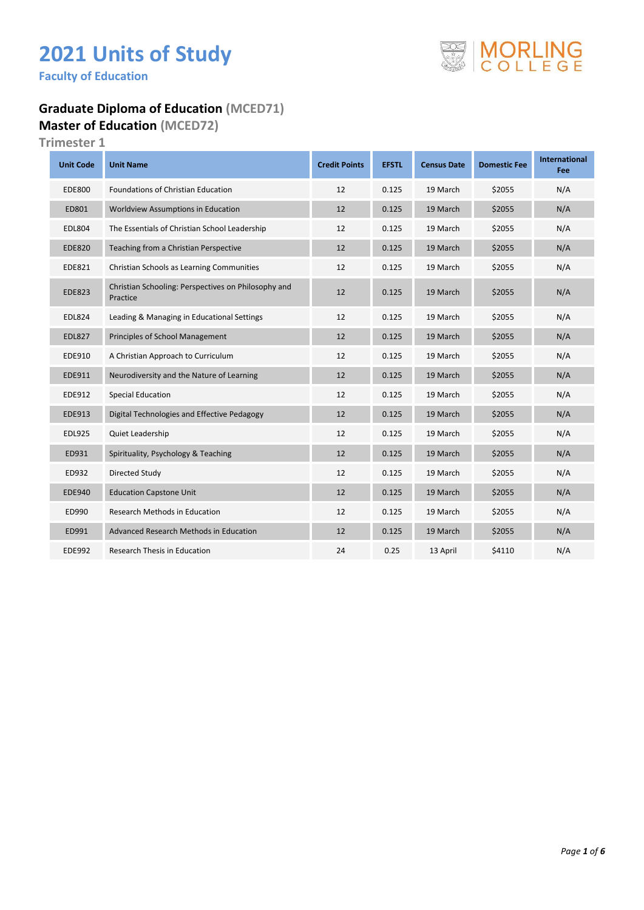# 2021 Units of Study

**Faculty of Education**

MORLING COLLEGE

## Graduate Diploma of Education (MCED71)
## Master of Education (MCED72)

### Trimester 1

| Unit Code | Unit Name | Credit Points | EFSTL | Census Date | Domestic Fee | International Fee |
|---|---|---|---|---|---|---|
| EDE800 | Foundations of Christian Education | 12 | 0.125 | 19 March | $2055 | N/A |
| ED801 | Worldview Assumptions in Education | 12 | 0.125 | 19 March | $2055 | N/A |
| EDL804 | The Essentials of Christian School Leadership | 12 | 0.125 | 19 March | $2055 | N/A |
| EDE820 | Teaching from a Christian Perspective | 12 | 0.125 | 19 March | $2055 | N/A |
| EDE821 | Christian Schools as Learning Communities | 12 | 0.125 | 19 March | $2055 | N/A |
| EDE823 | Christian Schooling: Perspectives on Philosophy and Practice | 12 | 0.125 | 19 March | $2055 | N/A |
| EDL824 | Leading & Managing in Educational Settings | 12 | 0.125 | 19 March | $2055 | N/A |
| EDL827 | Principles of School Management | 12 | 0.125 | 19 March | $2055 | N/A |
| EDE910 | A Christian Approach to Curriculum | 12 | 0.125 | 19 March | $2055 | N/A |
| EDE911 | Neurodiversity and the Nature of Learning | 12 | 0.125 | 19 March | $2055 | N/A |
| EDE912 | Special Education | 12 | 0.125 | 19 March | $2055 | N/A |
| EDE913 | Digital Technologies and Effective Pedagogy | 12 | 0.125 | 19 March | $2055 | N/A |
| EDL925 | Quiet Leadership | 12 | 0.125 | 19 March | $2055 | N/A |
| ED931 | Spirituality, Psychology & Teaching | 12 | 0.125 | 19 March | $2055 | N/A |
| ED932 | Directed Study | 12 | 0.125 | 19 March | $2055 | N/A |
| EDE940 | Education Capstone Unit | 12 | 0.125 | 19 March | $2055 | N/A |
| ED990 | Research Methods in Education | 12 | 0.125 | 19 March | $2055 | N/A |
| ED991 | Advanced Research Methods in Education | 12 | 0.125 | 19 March | $2055 | N/A |
| EDE992 | Research Thesis in Education | 24 | 0.25 | 13 April | $4110 | N/A |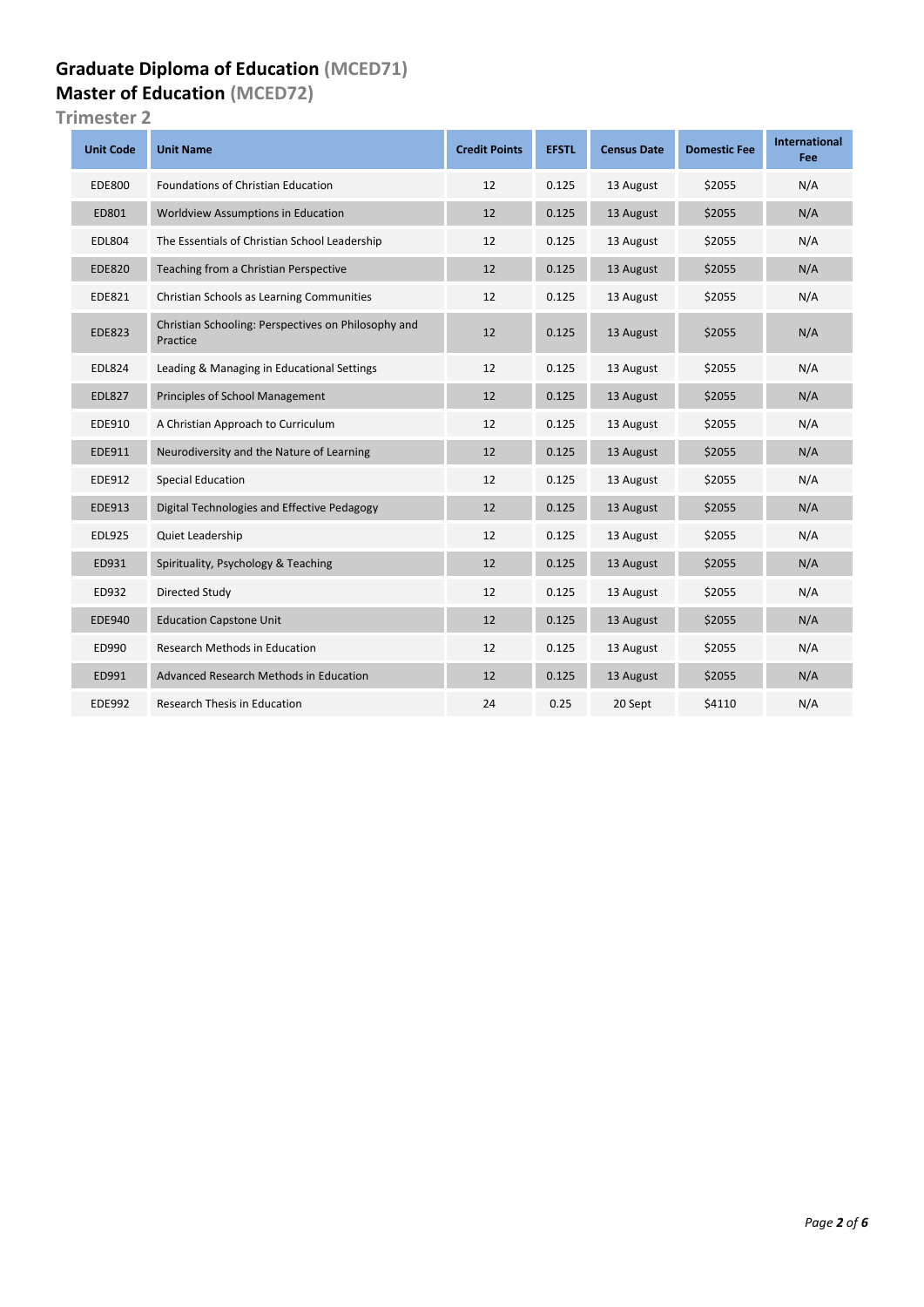# Graduate Diploma of Education (MCED71)
# Master of Education (MCED72)
## Trimester 2

| Unit Code | Unit Name | Credit Points | EFSTL | Census Date | Domestic Fee | International Fee |
|---|---|---|---|---|---|---|
| EDE800 | Foundations of Christian Education | 12 | 0.125 | 13 August | $2055 | N/A |
| ED801 | Worldview Assumptions in Education | 12 | 0.125 | 13 August | $2055 | N/A |
| EDL804 | The Essentials of Christian School Leadership | 12 | 0.125 | 13 August | $2055 | N/A |
| EDE820 | Teaching from a Christian Perspective | 12 | 0.125 | 13 August | $2055 | N/A |
| EDE821 | Christian Schools as Learning Communities | 12 | 0.125 | 13 August | $2055 | N/A |
| EDE823 | Christian Schooling: Perspectives on Philosophy and Practice | 12 | 0.125 | 13 August | $2055 | N/A |
| EDL824 | Leading & Managing in Educational Settings | 12 | 0.125 | 13 August | $2055 | N/A |
| EDL827 | Principles of School Management | 12 | 0.125 | 13 August | $2055 | N/A |
| EDE910 | A Christian Approach to Curriculum | 12 | 0.125 | 13 August | $2055 | N/A |
| EDE911 | Neurodiversity and the Nature of Learning | 12 | 0.125 | 13 August | $2055 | N/A |
| EDE912 | Special Education | 12 | 0.125 | 13 August | $2055 | N/A |
| EDE913 | Digital Technologies and Effective Pedagogy | 12 | 0.125 | 13 August | $2055 | N/A |
| EDL925 | Quiet Leadership | 12 | 0.125 | 13 August | $2055 | N/A |
| ED931 | Spirituality, Psychology & Teaching | 12 | 0.125 | 13 August | $2055 | N/A |
| ED932 | Directed Study | 12 | 0.125 | 13 August | $2055 | N/A |
| EDE940 | Education Capstone Unit | 12 | 0.125 | 13 August | $2055 | N/A |
| ED990 | Research Methods in Education | 12 | 0.125 | 13 August | $2055 | N/A |
| ED991 | Advanced Research Methods in Education | 12 | 0.125 | 13 August | $2055 | N/A |
| EDE992 | Research Thesis in Education | 24 | 0.25 | 20 Sept | $4110 | N/A |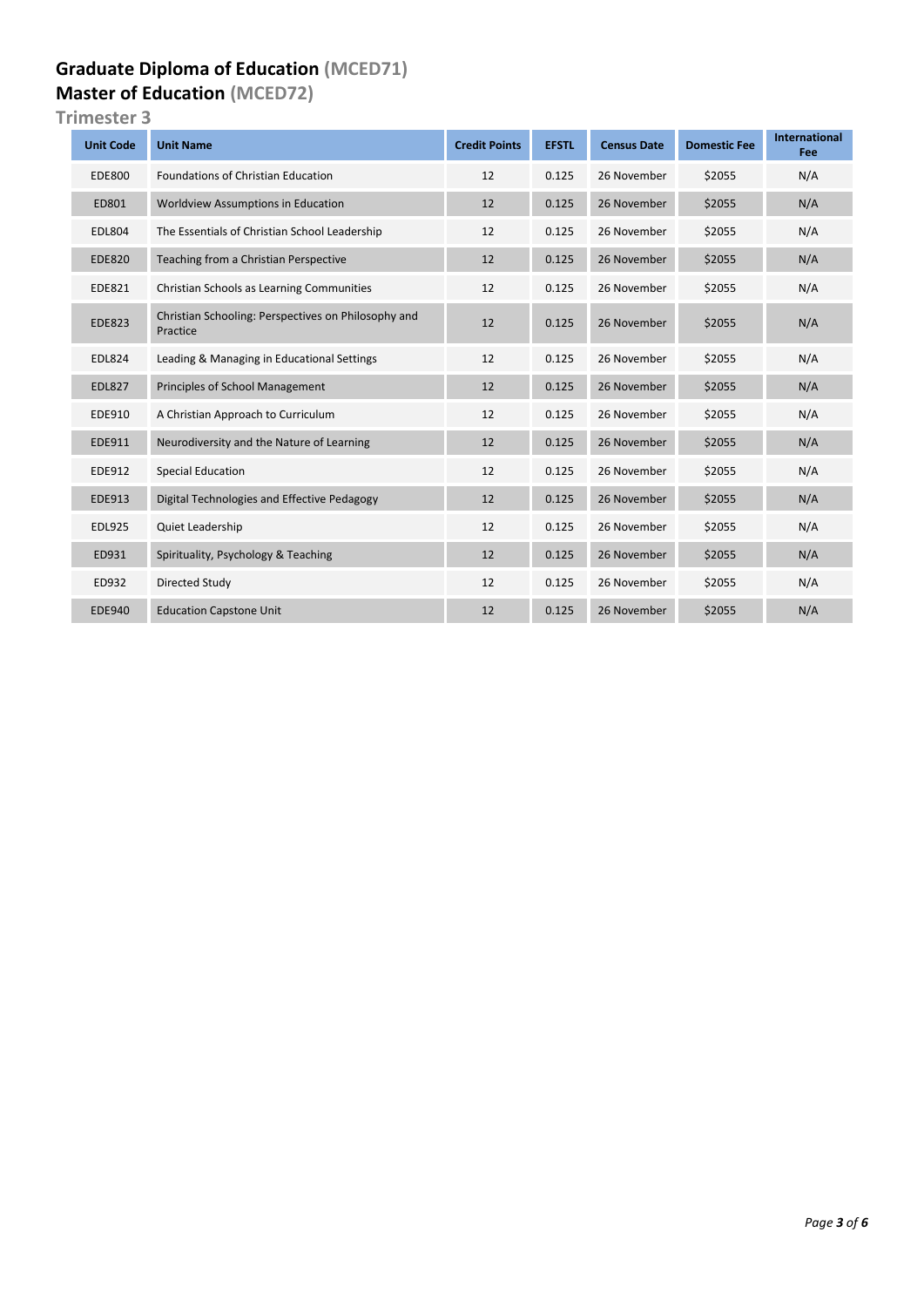# Graduate Diploma of Education (MCED71)
# Master of Education (MCED72)

## Trimester 3

| Unit Code | Unit Name | Credit Points | EFSTL | Census Date | Domestic Fee | International Fee |
|---|---|---|---|---|---|---|
| EDE800 | Foundations of Christian Education | 12 | 0.125 | 26 November | $2055 | N/A |
| ED801 | Worldview Assumptions in Education | 12 | 0.125 | 26 November | $2055 | N/A |
| EDL804 | The Essentials of Christian School Leadership | 12 | 0.125 | 26 November | $2055 | N/A |
| EDE820 | Teaching from a Christian Perspective | 12 | 0.125 | 26 November | $2055 | N/A |
| EDE821 | Christian Schools as Learning Communities | 12 | 0.125 | 26 November | $2055 | N/A |
| EDE823 | Christian Schooling: Perspectives on Philosophy and Practice | 12 | 0.125 | 26 November | $2055 | N/A |
| EDL824 | Leading & Managing in Educational Settings | 12 | 0.125 | 26 November | $2055 | N/A |
| EDL827 | Principles of School Management | 12 | 0.125 | 26 November | $2055 | N/A |
| EDE910 | A Christian Approach to Curriculum | 12 | 0.125 | 26 November | $2055 | N/A |
| EDE911 | Neurodiversity and the Nature of Learning | 12 | 0.125 | 26 November | $2055 | N/A |
| EDE912 | Special Education | 12 | 0.125 | 26 November | $2055 | N/A |
| EDE913 | Digital Technologies and Effective Pedagogy | 12 | 0.125 | 26 November | $2055 | N/A |
| EDL925 | Quiet Leadership | 12 | 0.125 | 26 November | $2055 | N/A |
| ED931 | Spirituality, Psychology & Teaching | 12 | 0.125 | 26 November | $2055 | N/A |
| ED932 | Directed Study | 12 | 0.125 | 26 November | $2055 | N/A |
| EDE940 | Education Capstone Unit | 12 | 0.125 | 26 November | $2055 | N/A |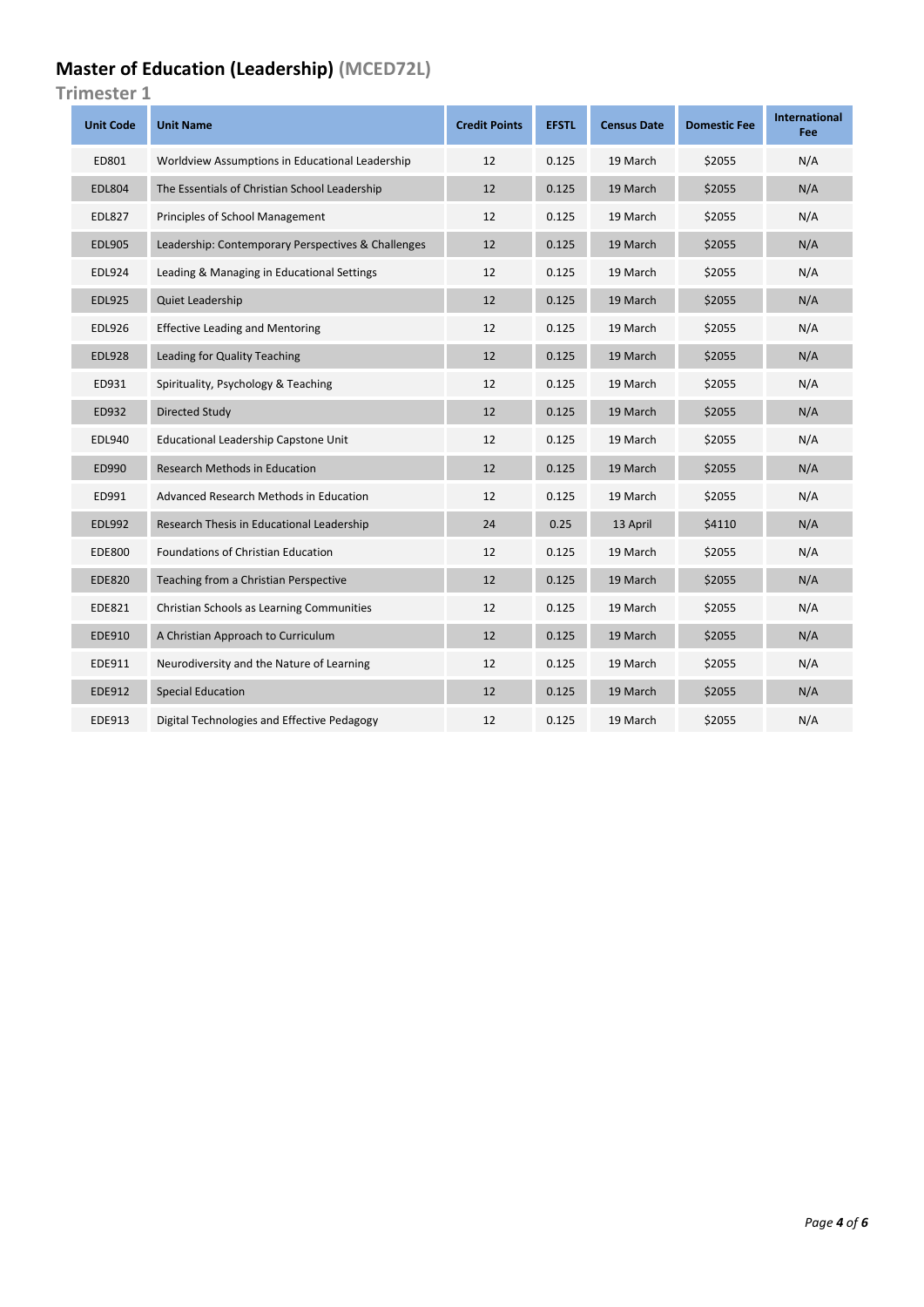# Master of Education (Leadership) (MCED72L)

## Trimester 1

| Unit Code | Unit Name | Credit Points | EFSTL | Census Date | Domestic Fee | International Fee |
|---|---|---|---|---|---|---|
| ED801 | Worldview Assumptions in Educational Leadership | 12 | 0.125 | 19 March | $2055 | N/A |
| EDL804 | The Essentials of Christian School Leadership | 12 | 0.125 | 19 March | $2055 | N/A |
| EDL827 | Principles of School Management | 12 | 0.125 | 19 March | $2055 | N/A |
| EDL905 | Leadership: Contemporary Perspectives & Challenges | 12 | 0.125 | 19 March | $2055 | N/A |
| EDL924 | Leading & Managing in Educational Settings | 12 | 0.125 | 19 March | $2055 | N/A |
| EDL925 | Quiet Leadership | 12 | 0.125 | 19 March | $2055 | N/A |
| EDL926 | Effective Leading and Mentoring | 12 | 0.125 | 19 March | $2055 | N/A |
| EDL928 | Leading for Quality Teaching | 12 | 0.125 | 19 March | $2055 | N/A |
| ED931 | Spirituality, Psychology & Teaching | 12 | 0.125 | 19 March | $2055 | N/A |
| ED932 | Directed Study | 12 | 0.125 | 19 March | $2055 | N/A |
| EDL940 | Educational Leadership Capstone Unit | 12 | 0.125 | 19 March | $2055 | N/A |
| ED990 | Research Methods in Education | 12 | 0.125 | 19 March | $2055 | N/A |
| ED991 | Advanced Research Methods in Education | 12 | 0.125 | 19 March | $2055 | N/A |
| EDL992 | Research Thesis in Educational Leadership | 24 | 0.25 | 13 April | $4110 | N/A |
| EDE800 | Foundations of Christian Education | 12 | 0.125 | 19 March | $2055 | N/A |
| EDE820 | Teaching from a Christian Perspective | 12 | 0.125 | 19 March | $2055 | N/A |
| EDE821 | Christian Schools as Learning Communities | 12 | 0.125 | 19 March | $2055 | N/A |
| EDE910 | A Christian Approach to Curriculum | 12 | 0.125 | 19 March | $2055 | N/A |
| EDE911 | Neurodiversity and the Nature of Learning | 12 | 0.125 | 19 March | $2055 | N/A |
| EDE912 | Special Education | 12 | 0.125 | 19 March | $2055 | N/A |
| EDE913 | Digital Technologies and Effective Pedagogy | 12 | 0.125 | 19 March | $2055 | N/A |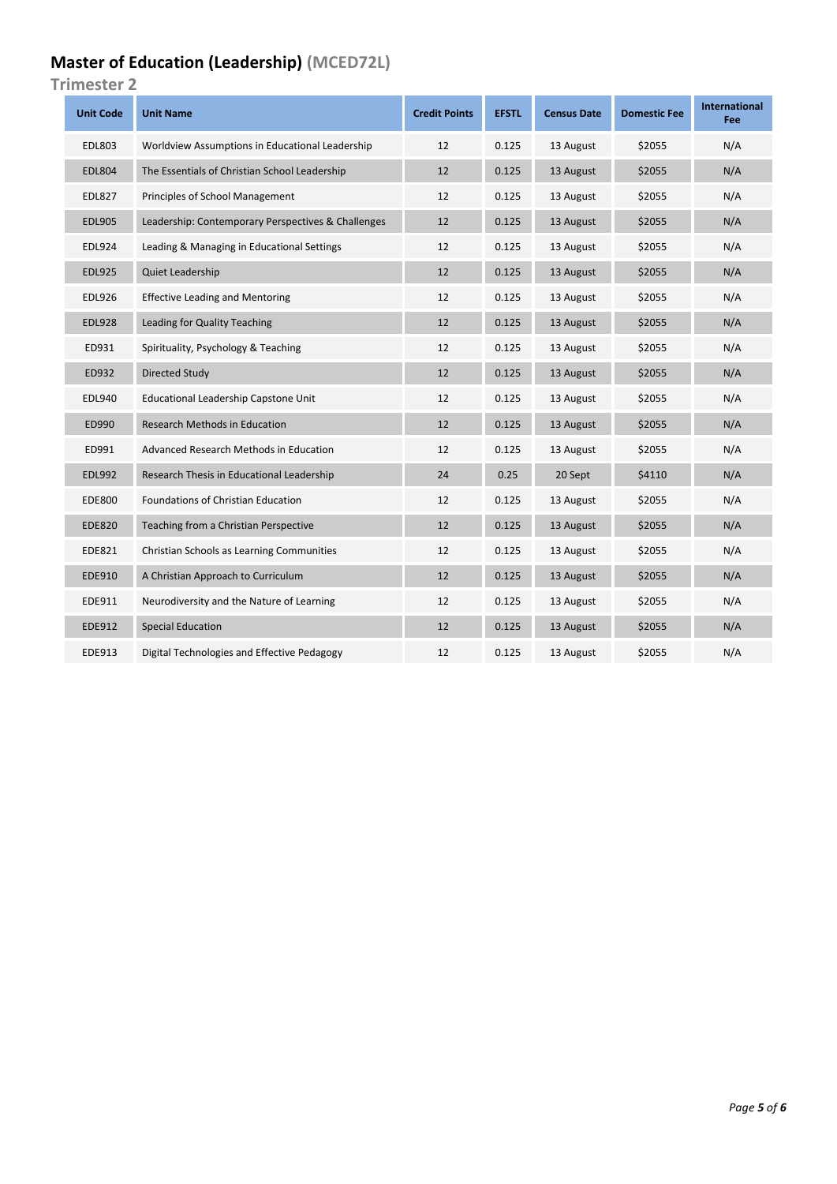# Master of Education (Leadership) (MCED72L)

## Trimester 2

| Unit Code | Unit Name | Credit Points | EFSTL | Census Date | Domestic Fee | International Fee |
|---|---|---|---|---|---|---|
| EDL803 | Worldview Assumptions in Educational Leadership | 12 | 0.125 | 13 August | $2055 | N/A |
| EDL804 | The Essentials of Christian School Leadership | 12 | 0.125 | 13 August | $2055 | N/A |
| EDL827 | Principles of School Management | 12 | 0.125 | 13 August | $2055 | N/A |
| EDL905 | Leadership: Contemporary Perspectives & Challenges | 12 | 0.125 | 13 August | $2055 | N/A |
| EDL924 | Leading & Managing in Educational Settings | 12 | 0.125 | 13 August | $2055 | N/A |
| EDL925 | Quiet Leadership | 12 | 0.125 | 13 August | $2055 | N/A |
| EDL926 | Effective Leading and Mentoring | 12 | 0.125 | 13 August | $2055 | N/A |
| EDL928 | Leading for Quality Teaching | 12 | 0.125 | 13 August | $2055 | N/A |
| ED931 | Spirituality, Psychology & Teaching | 12 | 0.125 | 13 August | $2055 | N/A |
| ED932 | Directed Study | 12 | 0.125 | 13 August | $2055 | N/A |
| EDL940 | Educational Leadership Capstone Unit | 12 | 0.125 | 13 August | $2055 | N/A |
| ED990 | Research Methods in Education | 12 | 0.125 | 13 August | $2055 | N/A |
| ED991 | Advanced Research Methods in Education | 12 | 0.125 | 13 August | $2055 | N/A |
| EDL992 | Research Thesis in Educational Leadership | 24 | 0.25 | 20 Sept | $4110 | N/A |
| EDE800 | Foundations of Christian Education | 12 | 0.125 | 13 August | $2055 | N/A |
| EDE820 | Teaching from a Christian Perspective | 12 | 0.125 | 13 August | $2055 | N/A |
| EDE821 | Christian Schools as Learning Communities | 12 | 0.125 | 13 August | $2055 | N/A |
| EDE910 | A Christian Approach to Curriculum | 12 | 0.125 | 13 August | $2055 | N/A |
| EDE911 | Neurodiversity and the Nature of Learning | 12 | 0.125 | 13 August | $2055 | N/A |
| EDE912 | Special Education | 12 | 0.125 | 13 August | $2055 | N/A |
| EDE913 | Digital Technologies and Effective Pedagogy | 12 | 0.125 | 13 August | $2055 | N/A |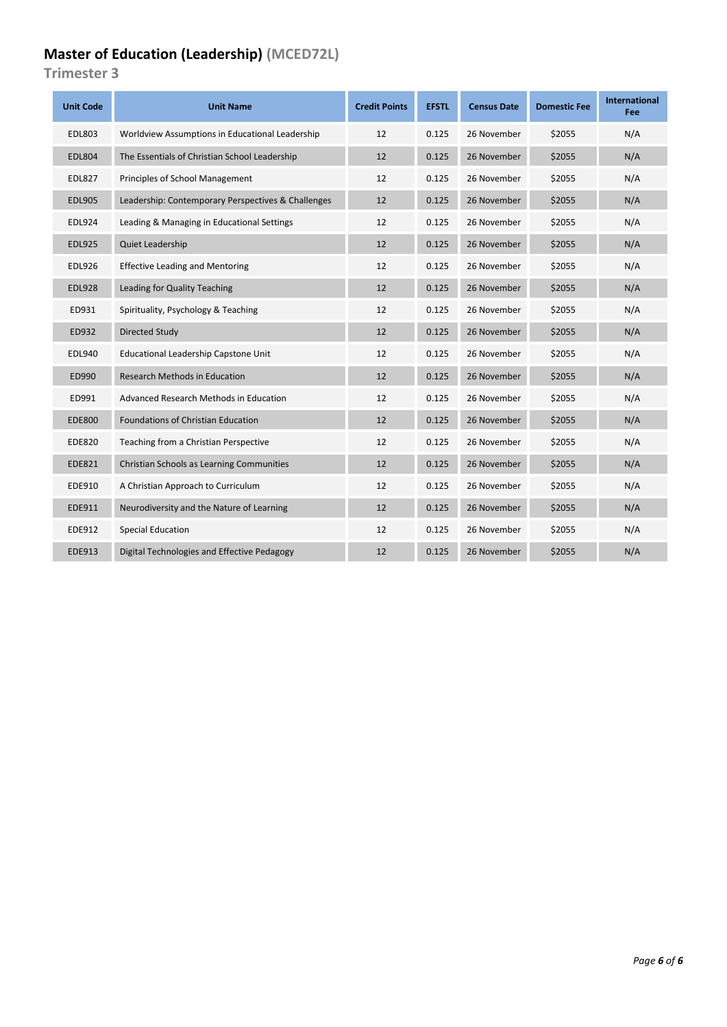# Master of Education (Leadership) (MCED72L)

## Trimester 3

| Unit Code | Unit Name | Credit Points | EFSTL | Census Date | Domestic Fee | International Fee |
|---|---|---|---|---|---|---|
| EDL803 | Worldview Assumptions in Educational Leadership | 12 | 0.125 | 26 November | $2055 | N/A |
| EDL804 | The Essentials of Christian School Leadership | 12 | 0.125 | 26 November | $2055 | N/A |
| EDL827 | Principles of School Management | 12 | 0.125 | 26 November | $2055 | N/A |
| EDL905 | Leadership: Contemporary Perspectives & Challenges | 12 | 0.125 | 26 November | $2055 | N/A |
| EDL924 | Leading & Managing in Educational Settings | 12 | 0.125 | 26 November | $2055 | N/A |
| EDL925 | Quiet Leadership | 12 | 0.125 | 26 November | $2055 | N/A |
| EDL926 | Effective Leading and Mentoring | 12 | 0.125 | 26 November | $2055 | N/A |
| EDL928 | Leading for Quality Teaching | 12 | 0.125 | 26 November | $2055 | N/A |
| ED931 | Spirituality, Psychology & Teaching | 12 | 0.125 | 26 November | $2055 | N/A |
| ED932 | Directed Study | 12 | 0.125 | 26 November | $2055 | N/A |
| EDL940 | Educational Leadership Capstone Unit | 12 | 0.125 | 26 November | $2055 | N/A |
| ED990 | Research Methods in Education | 12 | 0.125 | 26 November | $2055 | N/A |
| ED991 | Advanced Research Methods in Education | 12 | 0.125 | 26 November | $2055 | N/A |
| EDE800 | Foundations of Christian Education | 12 | 0.125 | 26 November | $2055 | N/A |
| EDE820 | Teaching from a Christian Perspective | 12 | 0.125 | 26 November | $2055 | N/A |
| EDE821 | Christian Schools as Learning Communities | 12 | 0.125 | 26 November | $2055 | N/A |
| EDE910 | A Christian Approach to Curriculum | 12 | 0.125 | 26 November | $2055 | N/A |
| EDE911 | Neurodiversity and the Nature of Learning | 12 | 0.125 | 26 November | $2055 | N/A |
| EDE912 | Special Education | 12 | 0.125 | 26 November | $2055 | N/A |
| EDE913 | Digital Technologies and Effective Pedagogy | 12 | 0.125 | 26 November | $2055 | N/A |